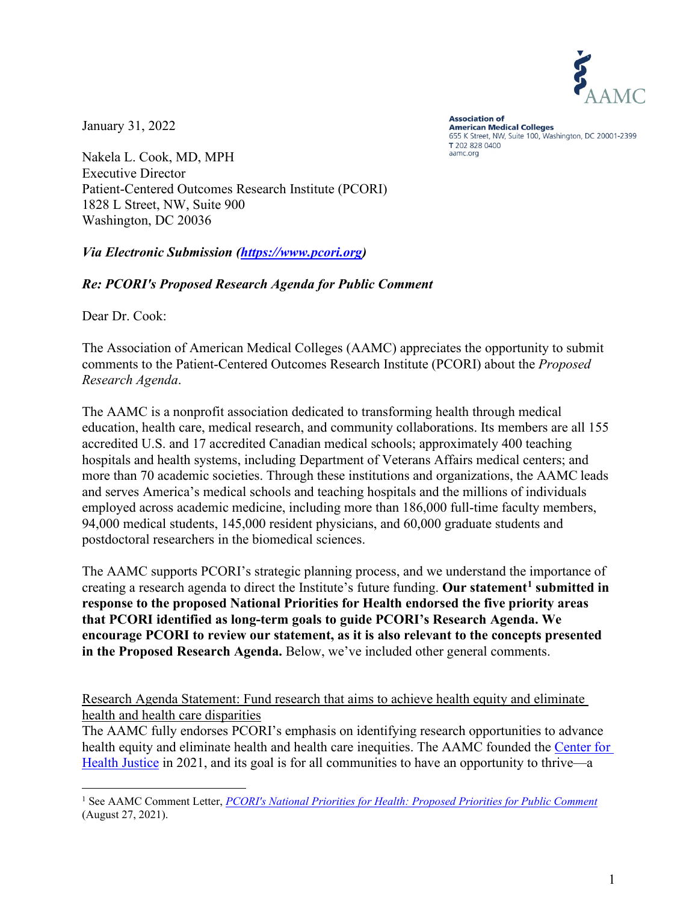**Association of American Medical Colleges**
655 K Street, NW, Suite 100, Washington, DC 20001-2399
T 202 828 0400
aamc.org

January 31, 2022

Nakela L. Cook, MD, MPH
Executive Director
Patient-Centered Outcomes Research Institute (PCORI)
1828 L Street, NW, Suite 900
Washington, DC 20036

***Via Electronic Submission ([https://www.pcori.org](https://www.pcori.org))***

***Re: PCORI's Proposed Research Agenda for Public Comment***

Dear Dr. Cook:

The Association of American Medical Colleges (AAMC) appreciates the opportunity to submit comments to the Patient-Centered Outcomes Research Institute (PCORI) about the *Proposed Research Agenda*.

The AAMC is a nonprofit association dedicated to transforming health through medical education, health care, medical research, and community collaborations. Its members are all 155 accredited U.S. and 17 accredited Canadian medical schools; approximately 400 teaching hospitals and health systems, including Department of Veterans Affairs medical centers; and more than 70 academic societies. Through these institutions and organizations, the AAMC leads and serves America's medical schools and teaching hospitals and the millions of individuals employed across academic medicine, including more than 186,000 full-time faculty members, 94,000 medical students, 145,000 resident physicians, and 60,000 graduate students and postdoctoral researchers in the biomedical sciences.

The AAMC supports PCORI's strategic planning process, and we understand the importance of creating a research agenda to direct the Institute's future funding. **Our statement[1] submitted in response to the proposed National Priorities for Health endorsed the five priority areas that PCORI identified as long-term goals to guide PCORI's Research Agenda. We encourage PCORI to review our statement, as it is also relevant to the concepts presented in the Proposed Research Agenda.** Below, we've included other general comments.

<u>Research Agenda Statement: Fund research that aims to achieve health equity and eliminate health and health care disparities</u>

The AAMC fully endorses PCORI's emphasis on identifying research opportunities to advance health equity and eliminate health and health care inequities. The AAMC founded the [Center for Health Justice]() in 2021, and its goal is for all communities to have an opportunity to thrive—a

[1] See AAMC Comment Letter, *[PCORI's National Priorities for Health: Proposed Priorities for Public Comment]()* (August 27, 2021).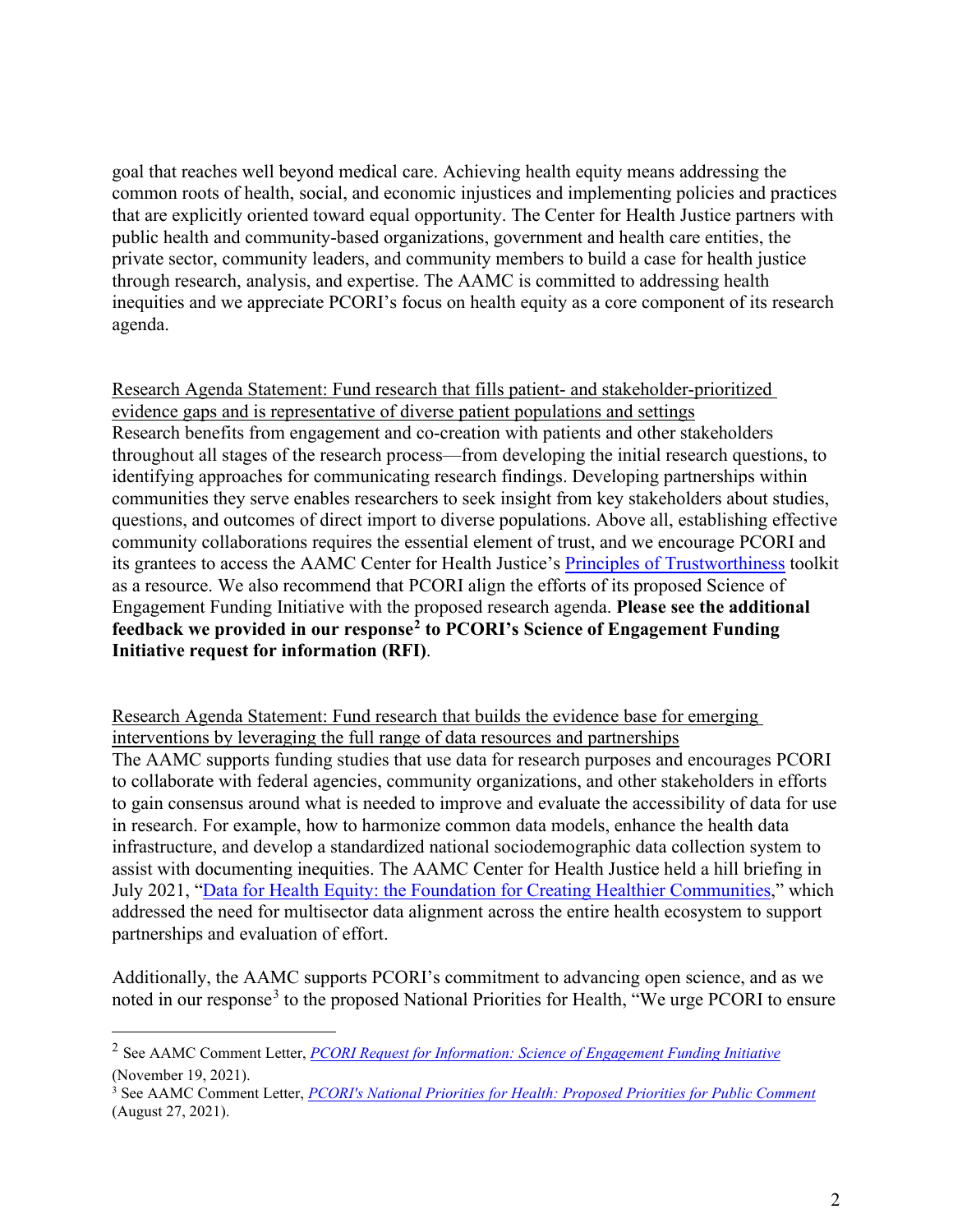goal that reaches well beyond medical care. Achieving health equity means addressing the common roots of health, social, and economic injustices and implementing policies and practices that are explicitly oriented toward equal opportunity. The Center for Health Justice partners with public health and community-based organizations, government and health care entities, the private sector, community leaders, and community members to build a case for health justice through research, analysis, and expertise. The AAMC is committed to addressing health inequities and we appreciate PCORI's focus on health equity as a core component of its research agenda.

<u>Research Agenda Statement: Fund research that fills patient- and stakeholder-prioritized evidence gaps and is representative of diverse patient populations and settings</u>

Research benefits from engagement and co-creation with patients and other stakeholders throughout all stages of the research process—from developing the initial research questions, to identifying approaches for communicating research findings. Developing partnerships within communities they serve enables researchers to seek insight from key stakeholders about studies, questions, and outcomes of direct import to diverse populations. Above all, establishing effective community collaborations requires the essential element of trust, and we encourage PCORI and its grantees to access the AAMC Center for Health Justice's Principles of Trustworthiness toolkit as a resource. We also recommend that PCORI align the efforts of its proposed Science of Engagement Funding Initiative with the proposed research agenda. **Please see the additional feedback we provided in our response[2] to PCORI's Science of Engagement Funding Initiative request for information (RFI)**.

<u>Research Agenda Statement: Fund research that builds the evidence base for emerging interventions by leveraging the full range of data resources and partnerships</u>

The AAMC supports funding studies that use data for research purposes and encourages PCORI to collaborate with federal agencies, community organizations, and other stakeholders in efforts to gain consensus around what is needed to improve and evaluate the accessibility of data for use in research. For example, how to harmonize common data models, enhance the health data infrastructure, and develop a standardized national sociodemographic data collection system to assist with documenting inequities. The AAMC Center for Health Justice held a hill briefing in July 2021, "Data for Health Equity: the Foundation for Creating Healthier Communities," which addressed the need for multisector data alignment across the entire health ecosystem to support partnerships and evaluation of effort.

Additionally, the AAMC supports PCORI's commitment to advancing open science, and as we noted in our response[3] to the proposed National Priorities for Health, "We urge PCORI to ensure

---

[2] See AAMC Comment Letter, *PCORI Request for Information: Science of Engagement Funding Initiative* (November 19, 2021).

[3] See AAMC Comment Letter, *PCORI's National Priorities for Health: Proposed Priorities for Public Comment* (August 27, 2021).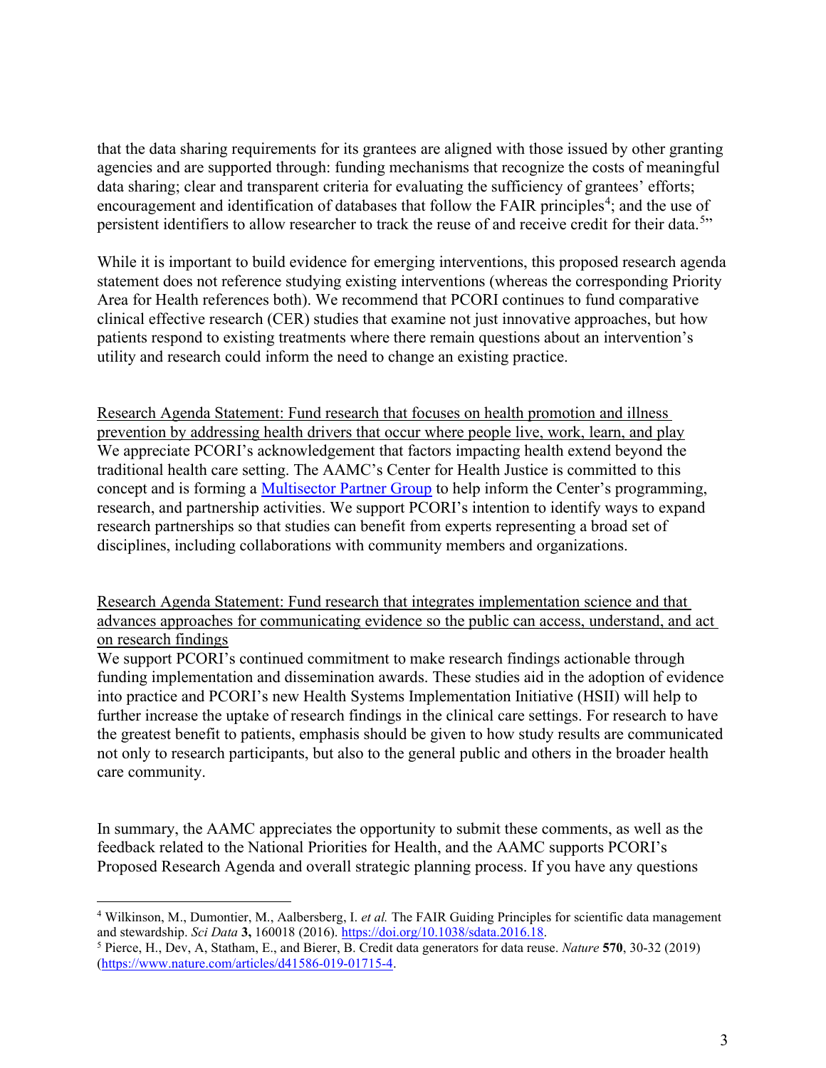that the data sharing requirements for its grantees are aligned with those issued by other granting agencies and are supported through: funding mechanisms that recognize the costs of meaningful data sharing; clear and transparent criteria for evaluating the sufficiency of grantees' efforts; encouragement and identification of databases that follow the FAIR principles[4]; and the use of persistent identifiers to allow researcher to track the reuse of and receive credit for their data.[5]"

While it is important to build evidence for emerging interventions, this proposed research agenda statement does not reference studying existing interventions (whereas the corresponding Priority Area for Health references both). We recommend that PCORI continues to fund comparative clinical effective research (CER) studies that examine not just innovative approaches, but how patients respond to existing treatments where there remain questions about an intervention's utility and research could inform the need to change an existing practice.

Research Agenda Statement: Fund research that focuses on health promotion and illness prevention by addressing health drivers that occur where people live, work, learn, and play

We appreciate PCORI's acknowledgement that factors impacting health extend beyond the traditional health care setting. The AAMC's Center for Health Justice is committed to this concept and is forming a [Multisector Partner Group] to help inform the Center's programming, research, and partnership activities. We support PCORI's intention to identify ways to expand research partnerships so that studies can benefit from experts representing a broad set of disciplines, including collaborations with community members and organizations.

Research Agenda Statement: Fund research that integrates implementation science and that advances approaches for communicating evidence so the public can access, understand, and act on research findings

We support PCORI's continued commitment to make research findings actionable through funding implementation and dissemination awards. These studies aid in the adoption of evidence into practice and PCORI's new Health Systems Implementation Initiative (HSII) will help to further increase the uptake of research findings in the clinical care settings. For research to have the greatest benefit to patients, emphasis should be given to how study results are communicated not only to research participants, but also to the general public and others in the broader health care community.

In summary, the AAMC appreciates the opportunity to submit these comments, as well as the feedback related to the National Priorities for Health, and the AAMC supports PCORI's Proposed Research Agenda and overall strategic planning process. If you have any questions

---

[4] Wilkinson, M., Dumontier, M., Aalbersberg, I. *et al.* The FAIR Guiding Principles for scientific data management and stewardship. *Sci Data* **3,** 160018 (2016). https://doi.org/10.1038/sdata.2016.18.

[5] Pierce, H., Dev, A, Statham, E., and Bierer, B. Credit data generators for data reuse. *Nature* **570**, 30-32 (2019) (https://www.nature.com/articles/d41586-019-01715-4.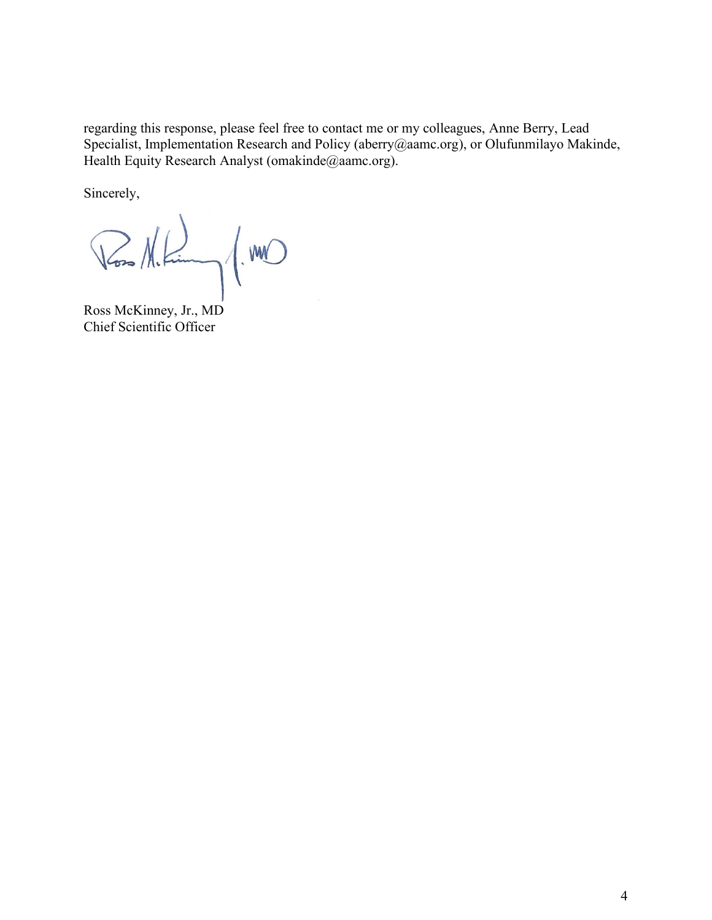regarding this response, please feel free to contact me or my colleagues, Anne Berry, Lead Specialist, Implementation Research and Policy (aberry@aamc.org), or Olufunmilayo Makinde, Health Equity Research Analyst (omakinde@aamc.org).

Sincerely,

Ross McKinney, Jr., MD
Chief Scientific Officer